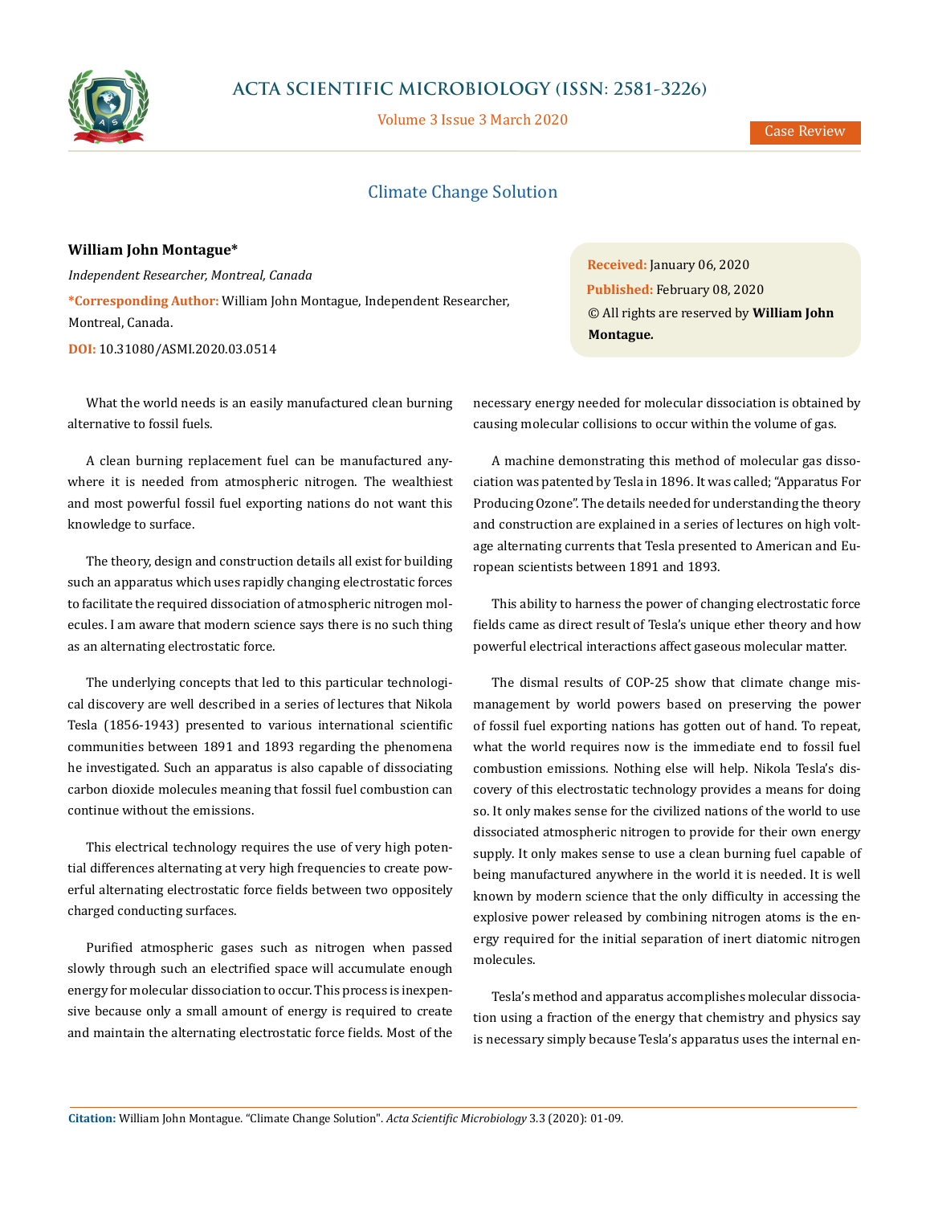Case Review

# Climate Change Solution

**William John Montague***

*Independent Researcher, Montreal, Canada*

***Corresponding Author:** William John Montague, Independent Researcher, Montreal, Canada.

**DOI:** 10.31080/ASMI.2020.03.0514

**Received:** January 06, 2020
**Published:** February 08, 2020
© All rights are reserved by **William John Montague.**

What the world needs is an easily manufactured clean burning alternative to fossil fuels.

A clean burning replacement fuel can be manufactured anywhere it is needed from atmospheric nitrogen. The wealthiest and most powerful fossil fuel exporting nations do not want this knowledge to surface.

The theory, design and construction details all exist for building such an apparatus which uses rapidly changing electrostatic forces to facilitate the required dissociation of atmospheric nitrogen molecules. I am aware that modern science says there is no such thing as an alternating electrostatic force.

The underlying concepts that led to this particular technological discovery are well described in a series of lectures that Nikola Tesla (1856-1943) presented to various international scientific communities between 1891 and 1893 regarding the phenomena he investigated. Such an apparatus is also capable of dissociating carbon dioxide molecules meaning that fossil fuel combustion can continue without the emissions.

This electrical technology requires the use of very high potential differences alternating at very high frequencies to create powerful alternating electrostatic force fields between two oppositely charged conducting surfaces.

Purified atmospheric gases such as nitrogen when passed slowly through such an electrified space will accumulate enough energy for molecular dissociation to occur. This process is inexpensive because only a small amount of energy is required to create and maintain the alternating electrostatic force fields. Most of the necessary energy needed for molecular dissociation is obtained by causing molecular collisions to occur within the volume of gas.

A machine demonstrating this method of molecular gas dissociation was patented by Tesla in 1896. It was called; "Apparatus For Producing Ozone". The details needed for understanding the theory and construction are explained in a series of lectures on high voltage alternating currents that Tesla presented to American and European scientists between 1891 and 1893.

This ability to harness the power of changing electrostatic force fields came as direct result of Tesla's unique ether theory and how powerful electrical interactions affect gaseous molecular matter.

The dismal results of COP-25 show that climate change mismanagement by world powers based on preserving the power of fossil fuel exporting nations has gotten out of hand. To repeat, what the world requires now is the immediate end to fossil fuel combustion emissions. Nothing else will help. Nikola Tesla's discovery of this electrostatic technology provides a means for doing so. It only makes sense for the civilized nations of the world to use dissociated atmospheric nitrogen to provide for their own energy supply. It only makes sense to use a clean burning fuel capable of being manufactured anywhere in the world it is needed. It is well known by modern science that the only difficulty in accessing the explosive power released by combining nitrogen atoms is the energy required for the initial separation of inert diatomic nitrogen molecules.

Tesla's method and apparatus accomplishes molecular dissociation using a fraction of the energy that chemistry and physics say is necessary simply because Tesla's apparatus uses the internal en-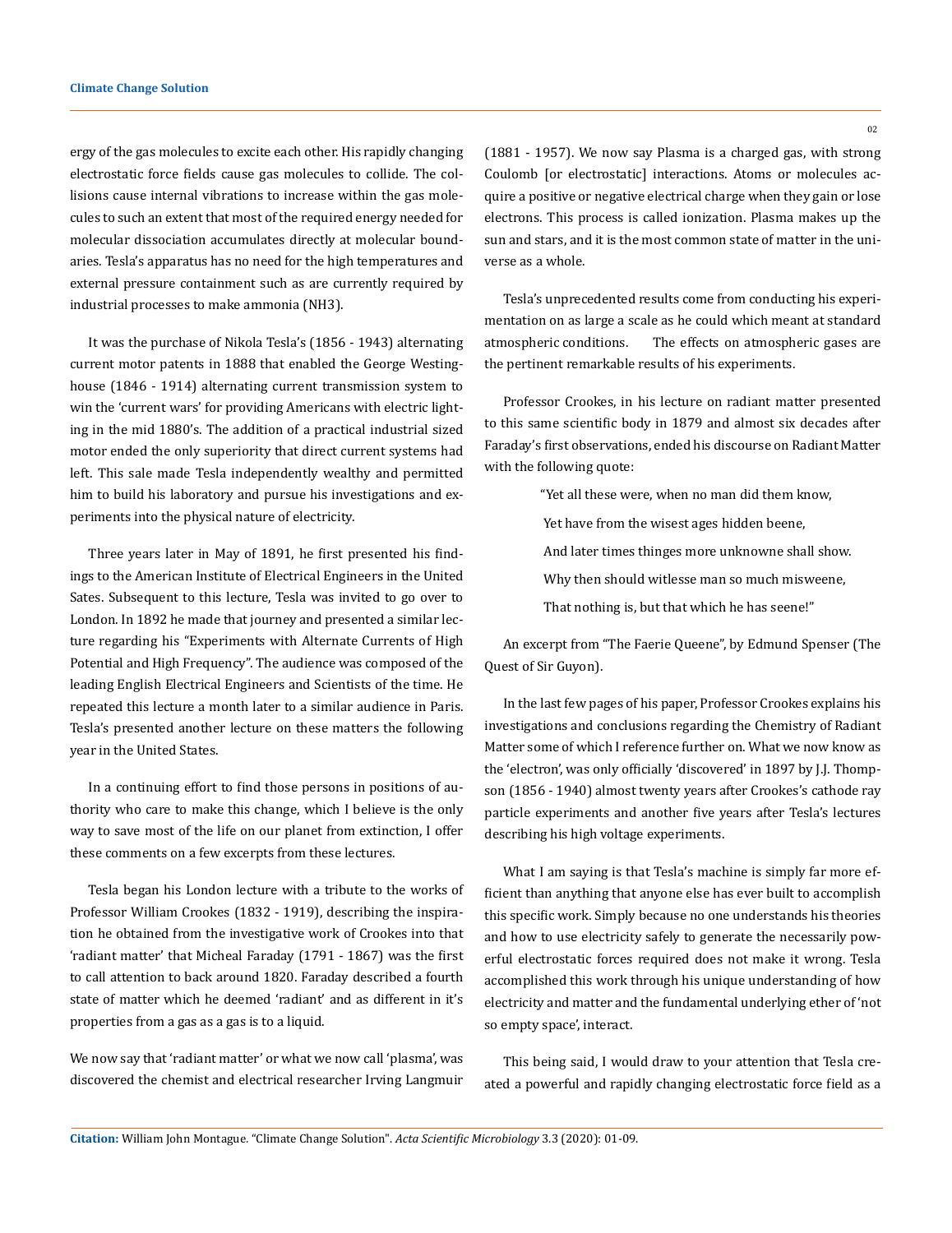ergy of the gas molecules to excite each other. His rapidly changing electrostatic force fields cause gas molecules to collide. The collisions cause internal vibrations to increase within the gas molecules to such an extent that most of the required energy needed for molecular dissociation accumulates directly at molecular boundaries. Tesla's apparatus has no need for the high temperatures and external pressure containment such as are currently required by industrial processes to make ammonia ($NH_3$).

It was the purchase of Nikola Tesla's (1856 - 1943) alternating current motor patents in 1888 that enabled the George Westinghouse (1846 - 1914) alternating current transmission system to win the 'current wars' for providing Americans with electric lighting in the mid 1880's. The addition of a practical industrial sized motor ended the only superiority that direct current systems had left. This sale made Tesla independently wealthy and permitted him to build his laboratory and pursue his investigations and experiments into the physical nature of electricity.

Three years later in May of 1891, he first presented his findings to the American Institute of Electrical Engineers in the United Sates. Subsequent to this lecture, Tesla was invited to go over to London. In 1892 he made that journey and presented a similar lecture regarding his "Experiments with Alternate Currents of High Potential and High Frequency". The audience was composed of the leading English Electrical Engineers and Scientists of the time. He repeated this lecture a month later to a similar audience in Paris. Tesla's presented another lecture on these matters the following year in the United States.

In a continuing effort to find those persons in positions of authority who care to make this change, which I believe is the only way to save most of the life on our planet from extinction, I offer these comments on a few excerpts from these lectures.

Tesla began his London lecture with a tribute to the works of Professor William Crookes (1832 - 1919), describing the inspiration he obtained from the investigative work of Crookes into that 'radiant matter' that Micheal Faraday (1791 - 1867) was the first to call attention to back around 1820. Faraday described a fourth state of matter which he deemed 'radiant' and as different in it's properties from a gas as a gas is to a liquid.

We now say that 'radiant matter' or what we now call 'plasma', was discovered the chemist and electrical researcher Irving Langmuir (1881 - 1957). We now say Plasma is a charged gas, with strong Coulomb [or electrostatic] interactions. Atoms or molecules acquire a positive or negative electrical charge when they gain or lose electrons. This process is called ionization. Plasma makes up the sun and stars, and it is the most common state of matter in the universe as a whole.

Tesla's unprecedented results come from conducting his experimentation on as large a scale as he could which meant at standard atmospheric conditions. The effects on atmospheric gases are the pertinent remarkable results of his experiments.

Professor Crookes, in his lecture on radiant matter presented to this same scientific body in 1879 and almost six decades after Faraday's first observations, ended his discourse on Radiant Matter with the following quote:

> "Yet all these were, when no man did them know,
> Yet have from the wisest ages hidden beene,
> And later times thinges more unknowne shall show.
> Why then should witlesse man so much misweene,
> That nothing is, but that which he has seene!"

An excerpt from "The Faerie Queene", by Edmund Spenser (The Quest of Sir Guyon).

In the last few pages of his paper, Professor Crookes explains his investigations and conclusions regarding the Chemistry of Radiant Matter some of which I reference further on. What we now know as the 'electron', was only officially 'discovered' in 1897 by J.J. Thompson (1856 - 1940) almost twenty years after Crookes's cathode ray particle experiments and another five years after Tesla's lectures describing his high voltage experiments.

What I am saying is that Tesla's machine is simply far more efficient than anything that anyone else has ever built to accomplish this specific work. Simply because no one understands his theories and how to use electricity safely to generate the necessarily powerful electrostatic forces required does not make it wrong. Tesla accomplished this work through his unique understanding of how electricity and matter and the fundamental underlying ether of 'not so empty space', interact.

This being said, I would draw to your attention that Tesla created a powerful and rapidly changing electrostatic force field as a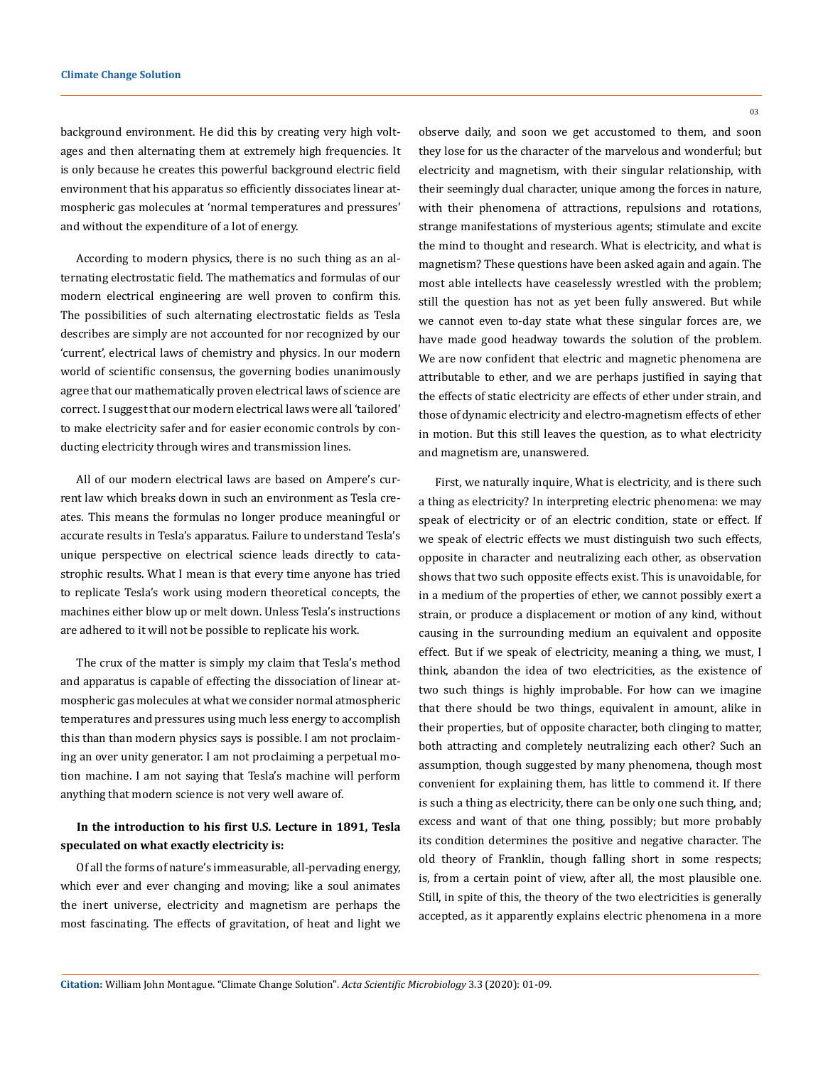background environment. He did this by creating very high voltages and then alternating them at extremely high frequencies. It is only because he creates this powerful background electric field environment that his apparatus so efficiently dissociates linear atmospheric gas molecules at 'normal temperatures and pressures' and without the expenditure of a lot of energy.

According to modern physics, there is no such thing as an alternating electrostatic field. The mathematics and formulas of our modern electrical engineering are well proven to confirm this. The possibilities of such alternating electrostatic fields as Tesla describes are simply are not accounted for nor recognized by our 'current', electrical laws of chemistry and physics. In our modern world of scientific consensus, the governing bodies unanimously agree that our mathematically proven electrical laws of science are correct. I suggest that our modern electrical laws were all 'tailored' to make electricity safer and for easier economic controls by conducting electricity through wires and transmission lines.

All of our modern electrical laws are based on Ampere's current law which breaks down in such an environment as Tesla creates. This means the formulas no longer produce meaningful or accurate results in Tesla's apparatus. Failure to understand Tesla's unique perspective on electrical science leads directly to catastrophic results. What I mean is that every time anyone has tried to replicate Tesla's work using modern theoretical concepts, the machines either blow up or melt down. Unless Tesla's instructions are adhered to it will not be possible to replicate his work.

The crux of the matter is simply my claim that Tesla's method and apparatus is capable of effecting the dissociation of linear atmospheric gas molecules at what we consider normal atmospheric temperatures and pressures using much less energy to accomplish this than than modern physics says is possible. I am not proclaiming an over unity generator. I am not proclaiming a perpetual motion machine. I am not saying that Tesla's machine will perform anything that modern science is not very well aware of.

**In the introduction to his first U.S. Lecture in 1891, Tesla speculated on what exactly electricity is:**

Of all the forms of nature's immeasurable, all-pervading energy, which ever and ever changing and moving; like a soul animates the inert universe, electricity and magnetism are perhaps the most fascinating. The effects of gravitation, of heat and light we observe daily, and soon we get accustomed to them, and soon they lose for us the character of the marvelous and wonderful; but electricity and magnetism, with their singular relationship, with their seemingly dual character, unique among the forces in nature, with their phenomena of attractions, repulsions and rotations, strange manifestations of mysterious agents; stimulate and excite the mind to thought and research. What is electricity, and what is magnetism? These questions have been asked again and again. The most able intellects have ceaselessly wrestled with the problem; still the question has not as yet been fully answered. But while we cannot even to-day state what these singular forces are, we have made good headway towards the solution of the problem. We are now confident that electric and magnetic phenomena are attributable to ether, and we are perhaps justified in saying that the effects of static electricity are effects of ether under strain, and those of dynamic electricity and electro-magnetism effects of ether in motion. But this still leaves the question, as to what electricity and magnetism are, unanswered.

First, we naturally inquire, What is electricity, and is there such a thing as electricity? In interpreting electric phenomena: we may speak of electricity or of an electric condition, state or effect. If we speak of electric effects we must distinguish two such effects, opposite in character and neutralizing each other, as observation shows that two such opposite effects exist. This is unavoidable, for in a medium of the properties of ether, we cannot possibly exert a strain, or produce a displacement or motion of any kind, without causing in the surrounding medium an equivalent and opposite effect. But if we speak of electricity, meaning a thing, we must, I think, abandon the idea of two electricities, as the existence of two such things is highly improbable. For how can we imagine that there should be two things, equivalent in amount, alike in their properties, but of opposite character, both clinging to matter, both attracting and completely neutralizing each other? Such an assumption, though suggested by many phenomena, though most convenient for explaining them, has little to commend it. If there is such a thing as electricity, there can be only one such thing, and; excess and want of that one thing, possibly; but more probably its condition determines the positive and negative character. The old theory of Franklin, though falling short in some respects; is, from a certain point of view, after all, the most plausible one. Still, in spite of this, the theory of the two electricities is generally accepted, as it apparently explains electric phenomena in a more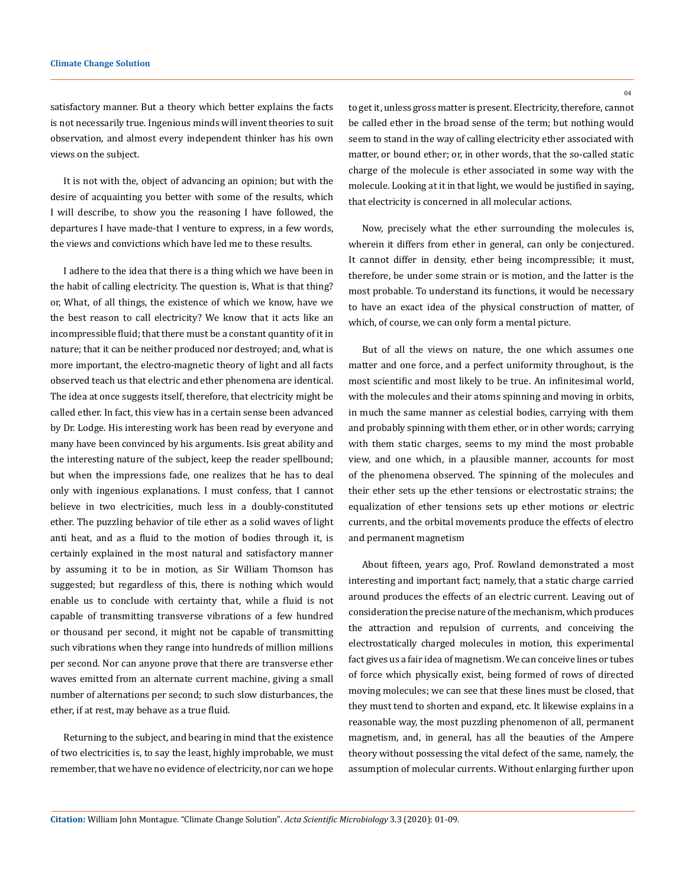satisfactory manner. But a theory which better explains the facts is not necessarily true. Ingenious minds will invent theories to suit observation, and almost every independent thinker has his own views on the subject.

It is not with the, object of advancing an opinion; but with the desire of acquainting you better with some of the results, which I will describe, to show you the reasoning I have followed, the departures I have made-that I venture to express, in a few words, the views and convictions which have led me to these results.

I adhere to the idea that there is a thing which we have been in the habit of calling electricity. The question is, What is that thing? or, What, of all things, the existence of which we know, have we the best reason to call electricity? We know that it acts like an incompressible fluid; that there must be a constant quantity of it in nature; that it can be neither produced nor destroyed; and, what is more important, the electro-magnetic theory of light and all facts observed teach us that electric and ether phenomena are identical. The idea at once suggests itself, therefore, that electricity might be called ether. In fact, this view has in a certain sense been advanced by Dr. Lodge. His interesting work has been read by everyone and many have been convinced by his arguments. Isis great ability and the interesting nature of the subject, keep the reader spellbound; but when the impressions fade, one realizes that he has to deal only with ingenious explanations. I must confess, that I cannot believe in two electricities, much less in a doubly-constituted ether. The puzzling behavior of tile ether as a solid waves of light anti heat, and as a fluid to the motion of bodies through it, is certainly explained in the most natural and satisfactory manner by assuming it to be in motion, as Sir William Thomson has suggested; but regardless of this, there is nothing which would enable us to conclude with certainty that, while a fluid is not capable of transmitting transverse vibrations of a few hundred or thousand per second, it might not be capable of transmitting such vibrations when they range into hundreds of million millions per second. Nor can anyone prove that there are transverse ether waves emitted from an alternate current machine, giving a small number of alternations per second; to such slow disturbances, the ether, if at rest, may behave as a true fluid.

Returning to the subject, and bearing in mind that the existence of two electricities is, to say the least, highly improbable, we must remember, that we have no evidence of electricity, nor can we hope to get it, unless gross matter is present. Electricity, therefore, cannot be called ether in the broad sense of the term; but nothing would seem to stand in the way of calling electricity ether associated with matter, or bound ether; or, in other words, that the so-called static charge of the molecule is ether associated in some way with the molecule. Looking at it in that light, we would be justified in saying, that electricity is concerned in all molecular actions.

Now, precisely what the ether surrounding the molecules is, wherein it differs from ether in general, can only be conjectured. It cannot differ in density, ether being incompressible; it must, therefore, be under some strain or is motion, and the latter is the most probable. To understand its functions, it would be necessary to have an exact idea of the physical construction of matter, of which, of course, we can only form a mental picture.

But of all the views on nature, the one which assumes one matter and one force, and a perfect uniformity throughout, is the most scientific and most likely to be true. An infinitesimal world, with the molecules and their atoms spinning and moving in orbits, in much the same manner as celestial bodies, carrying with them and probably spinning with them ether, or in other words; carrying with them static charges, seems to my mind the most probable view, and one which, in a plausible manner, accounts for most of the phenomena observed. The spinning of the molecules and their ether sets up the ether tensions or electrostatic strains; the equalization of ether tensions sets up ether motions or electric currents, and the orbital movements produce the effects of electro and permanent magnetism

About fifteen, years ago, Prof. Rowland demonstrated a most interesting and important fact; namely, that a static charge carried around produces the effects of an electric current. Leaving out of consideration the precise nature of the mechanism, which produces the attraction and repulsion of currents, and conceiving the electrostatically charged molecules in motion, this experimental fact gives us a fair idea of magnetism. We can conceive lines or tubes of force which physically exist, being formed of rows of directed moving molecules; we can see that these lines must be closed, that they must tend to shorten and expand, etc. It likewise explains in a reasonable way, the most puzzling phenomenon of all, permanent magnetism, and, in general, has all the beauties of the Ampere theory without possessing the vital defect of the same, namely, the assumption of molecular currents. Without enlarging further upon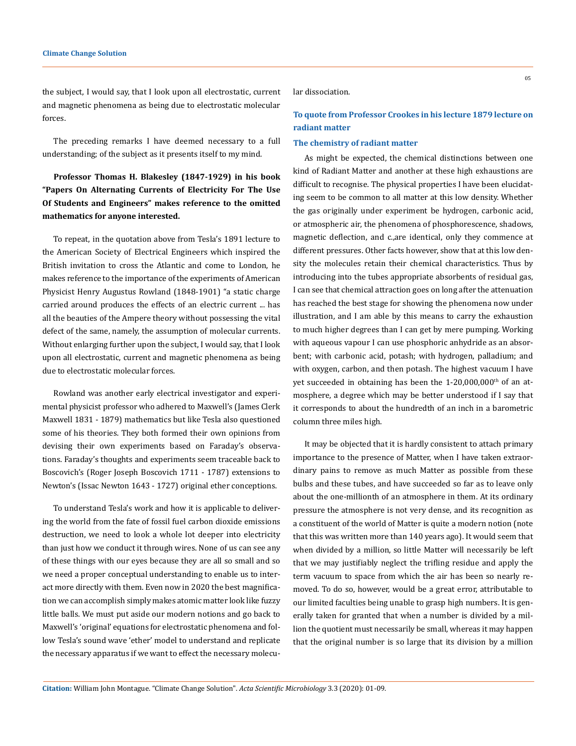the subject, I would say, that I look upon all electrostatic, current and magnetic phenomena as being due to electrostatic molecular forces.

The preceding remarks I have deemed necessary to a full understanding; of the subject as it presents itself to my mind.

**Professor Thomas H. Blakesley (1847-1929) in his book "Papers On Alternating Currents of Electricity For The Use Of Students and Engineers" makes reference to the omitted mathematics for anyone interested.**

To repeat, in the quotation above from Tesla's 1891 lecture to the American Society of Electrical Engineers which inspired the British invitation to cross the Atlantic and come to London, he makes reference to the importance of the experiments of American Physicist Henry Augustus Rowland (1848-1901) "a static charge carried around produces the effects of an electric current ... has all the beauties of the Ampere theory without possessing the vital defect of the same, namely, the assumption of molecular currents. Without enlarging further upon the subject, I would say, that I look upon all electrostatic, current and magnetic phenomena as being due to electrostatic molecular forces.

Rowland was another early electrical investigator and experimental physicist professor who adhered to Maxwell's (James Clerk Maxwell 1831 - 1879) mathematics but like Tesla also questioned some of his theories. They both formed their own opinions from devising their own experiments based on Faraday's observations. Faraday's thoughts and experiments seem traceable back to Boscovich's (Roger Joseph Boscovich 1711 - 1787) extensions to Newton's (Issac Newton 1643 - 1727) original ether conceptions.

To understand Tesla's work and how it is applicable to delivering the world from the fate of fossil fuel carbon dioxide emissions destruction, we need to look a whole lot deeper into electricity than just how we conduct it through wires. None of us can see any of these things with our eyes because they are all so small and so we need a proper conceptual understanding to enable us to interact more directly with them. Even now in 2020 the best magnification we can accomplish simply makes atomic matter look like fuzzy little balls. We must put aside our modern notions and go back to Maxwell's 'original' equations for electrostatic phenomena and follow Tesla's sound wave 'ether' model to understand and replicate the necessary apparatus if we want to effect the necessary molecular dissociation.

### To quote from Professor Crookes in his lecture 1879 lecture on radiant matter

#### The chemistry of radiant matter

As might be expected, the chemical distinctions between one kind of Radiant Matter and another at these high exhaustions are difficult to recognise. The physical properties I have been elucidating seem to be common to all matter at this low density. Whether the gas originally under experiment be hydrogen, carbonic acid, or atmospheric air, the phenomena of phosphorescence, shadows, magnetic deflection, and c.,are identical, only they commence at different pressures. Other facts however, show that at this low density the molecules retain their chemical characteristics. Thus by introducing into the tubes appropriate absorbents of residual gas, I can see that chemical attraction goes on long after the attenuation has reached the best stage for showing the phenomena now under illustration, and I am able by this means to carry the exhaustion to much higher degrees than I can get by mere pumping. Working with aqueous vapour I can use phosphoric anhydride as an absorbent; with carbonic acid, potash; with hydrogen, palladium; and with oxygen, carbon, and then potash. The highest vacuum I have yet succeeded in obtaining has been the 1-20,000,000$^{th}$ of an atmosphere, a degree which may be better understood if I say that it corresponds to about the hundredth of an inch in a barometric column three miles high.

It may be objected that it is hardly consistent to attach primary importance to the presence of Matter, when I have taken extraordinary pains to remove as much Matter as possible from these bulbs and these tubes, and have succeeded so far as to leave only about the one-millionth of an atmosphere in them. At its ordinary pressure the atmosphere is not very dense, and its recognition as a constituent of the world of Matter is quite a modern notion (note that this was written more than 140 years ago). It would seem that when divided by a million, so little Matter will necessarily be left that we may justifiably neglect the trifling residue and apply the term vacuum to space from which the air has been so nearly removed. To do so, however, would be a great error, attributable to our limited faculties being unable to grasp high numbers. It is generally taken for granted that when a number is divided by a million the quotient must necessarily be small, whereas it may happen that the original number is so large that its division by a million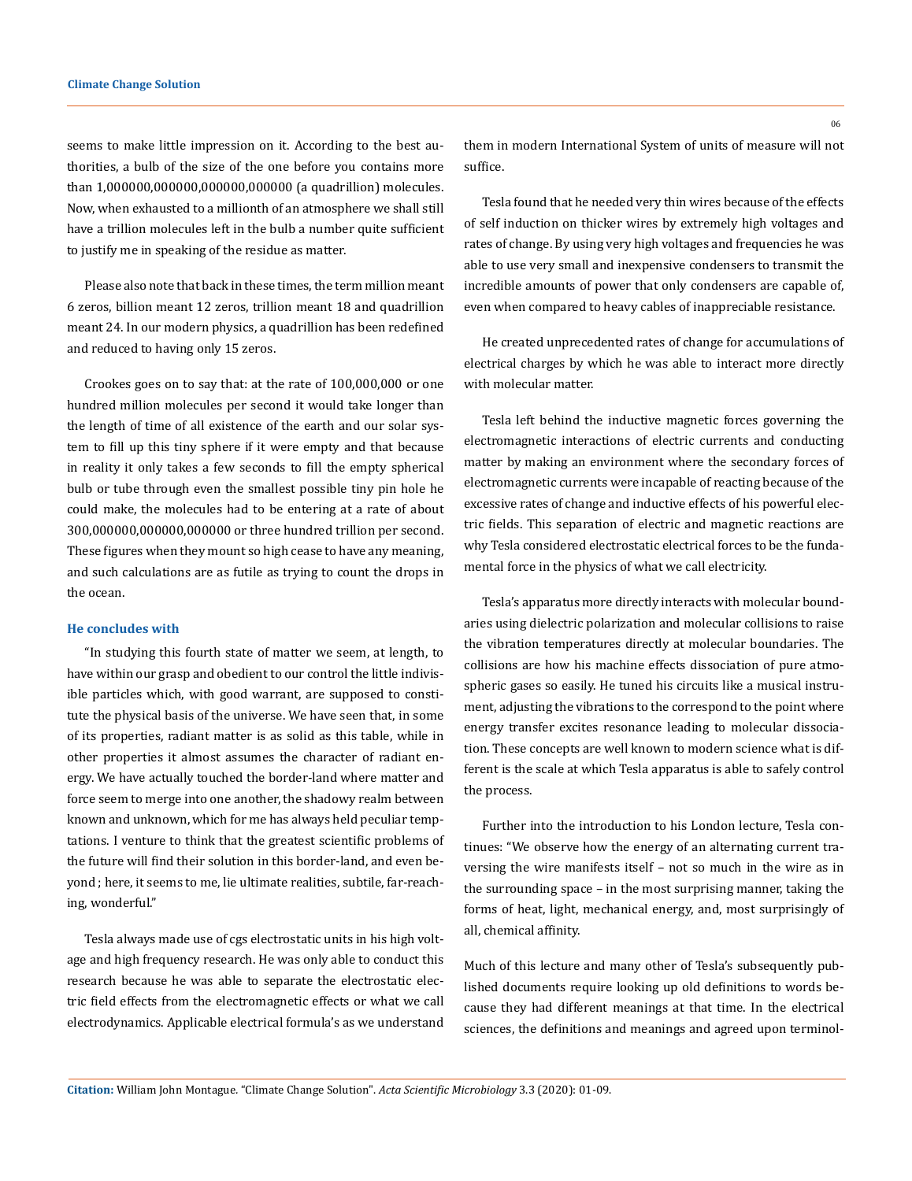seems to make little impression on it. According to the best authorities, a bulb of the size of the one before you contains more than 1,000000,000000,000000,000000 (a quadrillion) molecules. Now, when exhausted to a millionth of an atmosphere we shall still have a trillion molecules left in the bulb a number quite sufficient to justify me in speaking of the residue as matter.

Please also note that back in these times, the term million meant 6 zeros, billion meant 12 zeros, trillion meant 18 and quadrillion meant 24. In our modern physics, a quadrillion has been redefined and reduced to having only 15 zeros.

Crookes goes on to say that: at the rate of 100,000,000 or one hundred million molecules per second it would take longer than the length of time of all existence of the earth and our solar system to fill up this tiny sphere if it were empty and that because in reality it only takes a few seconds to fill the empty spherical bulb or tube through even the smallest possible tiny pin hole he could make, the molecules had to be entering at a rate of about 300,000000,000000,000000 or three hundred trillion per second. These figures when they mount so high cease to have any meaning, and such calculations are as futile as trying to count the drops in the ocean.

### He concludes with

"In studying this fourth state of matter we seem, at length, to have within our grasp and obedient to our control the little indivisible particles which, with good warrant, are supposed to constitute the physical basis of the universe. We have seen that, in some of its properties, radiant matter is as solid as this table, while in other properties it almost assumes the character of radiant energy. We have actually touched the border-land where matter and force seem to merge into one another, the shadowy realm between known and unknown, which for me has always held peculiar temptations. I venture to think that the greatest scientific problems of the future will find their solution in this border-land, and even beyond; here, it seems to me, lie ultimate realities, subtile, far-reaching, wonderful."

Tesla always made use of cgs electrostatic units in his high voltage and high frequency research. He was only able to conduct this research because he was able to separate the electrostatic electric field effects from the electromagnetic effects or what we call electrodynamics. Applicable electrical formula's as we understand them in modern International System of units of measure will not suffice.

Tesla found that he needed very thin wires because of the effects of self induction on thicker wires by extremely high voltages and rates of change. By using very high voltages and frequencies he was able to use very small and inexpensive condensers to transmit the incredible amounts of power that only condensers are capable of, even when compared to heavy cables of inappreciable resistance.

He created unprecedented rates of change for accumulations of electrical charges by which he was able to interact more directly with molecular matter.

Tesla left behind the inductive magnetic forces governing the electromagnetic interactions of electric currents and conducting matter by making an environment where the secondary forces of electromagnetic currents were incapable of reacting because of the excessive rates of change and inductive effects of his powerful electric fields. This separation of electric and magnetic reactions are why Tesla considered electrostatic electrical forces to be the fundamental force in the physics of what we call electricity.

Tesla's apparatus more directly interacts with molecular boundaries using dielectric polarization and molecular collisions to raise the vibration temperatures directly at molecular boundaries. The collisions are how his machine effects dissociation of pure atmospheric gases so easily. He tuned his circuits like a musical instrument, adjusting the vibrations to the correspond to the point where energy transfer excites resonance leading to molecular dissociation. These concepts are well known to modern science what is different is the scale at which Tesla apparatus is able to safely control the process.

Further into the introduction to his London lecture, Tesla continues: "We observe how the energy of an alternating current traversing the wire manifests itself – not so much in the wire as in the surrounding space – in the most surprising manner, taking the forms of heat, light, mechanical energy, and, most surprisingly of all, chemical affinity.

Much of this lecture and many other of Tesla's subsequently published documents require looking up old definitions to words because they had different meanings at that time. In the electrical sciences, the definitions and meanings and agreed upon terminol-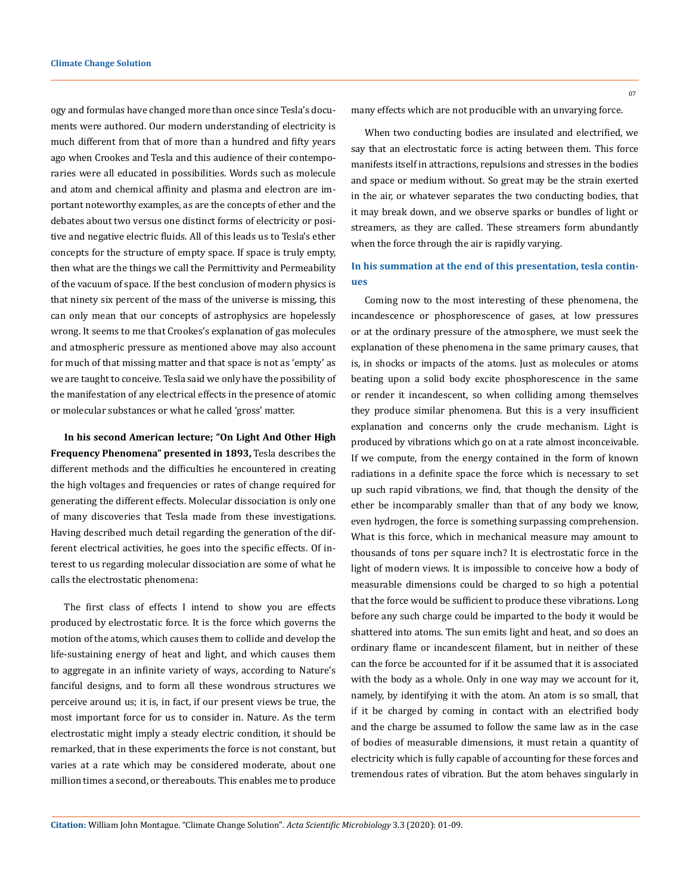ogy and formulas have changed more than once since Tesla's documents were authored. Our modern understanding of electricity is much different from that of more than a hundred and fifty years ago when Crookes and Tesla and this audience of their contemporaries were all educated in possibilities. Words such as molecule and atom and chemical affinity and plasma and electron are important noteworthy examples, as are the concepts of ether and the debates about two versus one distinct forms of electricity or positive and negative electric fluids. All of this leads us to Tesla's ether concepts for the structure of empty space. If space is truly empty, then what are the things we call the Permittivity and Permeability of the vacuum of space. If the best conclusion of modern physics is that ninety six percent of the mass of the universe is missing, this can only mean that our concepts of astrophysics are hopelessly wrong. It seems to me that Crookes's explanation of gas molecules and atmospheric pressure as mentioned above may also account for much of that missing matter and that space is not as 'empty' as we are taught to conceive. Tesla said we only have the possibility of the manifestation of any electrical effects in the presence of atomic or molecular substances or what he called 'gross' matter.

**In his second American lecture; "On Light And Other High Frequency Phenomena" presented in 1893,** Tesla describes the different methods and the difficulties he encountered in creating the high voltages and frequencies or rates of change required for generating the different effects. Molecular dissociation is only one of many discoveries that Tesla made from these investigations. Having described much detail regarding the generation of the different electrical activities, he goes into the specific effects. Of interest to us regarding molecular dissociation are some of what he calls the electrostatic phenomena:

The first class of effects I intend to show you are effects produced by electrostatic force. It is the force which governs the motion of the atoms, which causes them to collide and develop the life-sustaining energy of heat and light, and which causes them to aggregate in an infinite variety of ways, according to Nature's fanciful designs, and to form all these wondrous structures we perceive around us; it is, in fact, if our present views be true, the most important force for us to consider in. Nature. As the term electrostatic might imply a steady electric condition, it should be remarked, that in these experiments the force is not constant, but varies at a rate which may be considered moderate, about one million times a second, or thereabouts. This enables me to produce many effects which are not producible with an unvarying force.

When two conducting bodies are insulated and electrified, we say that an electrostatic force is acting between them. This force manifests itself in attractions, repulsions and stresses in the bodies and space or medium without. So great may be the strain exerted in the air, or whatever separates the two conducting bodies, that it may break down, and we observe sparks or bundles of light or streamers, as they are called. These streamers form abundantly when the force through the air is rapidly varying.

### In his summation at the end of this presentation, tesla continues

Coming now to the most interesting of these phenomena, the incandescence or phosphorescence of gases, at low pressures or at the ordinary pressure of the atmosphere, we must seek the explanation of these phenomena in the same primary causes, that is, in shocks or impacts of the atoms. Just as molecules or atoms beating upon a solid body excite phosphorescence in the same or render it incandescent, so when colliding among themselves they produce similar phenomena. But this is a very insufficient explanation and concerns only the crude mechanism. Light is produced by vibrations which go on at a rate almost inconceivable. If we compute, from the energy contained in the form of known radiations in a definite space the force which is necessary to set up such rapid vibrations, we find, that though the density of the ether be incomparably smaller than that of any body we know, even hydrogen, the force is something surpassing comprehension. What is this force, which in mechanical measure may amount to thousands of tons per square inch? It is electrostatic force in the light of modern views. It is impossible to conceive how a body of measurable dimensions could be charged to so high a potential that the force would be sufficient to produce these vibrations. Long before any such charge could be imparted to the body it would be shattered into atoms. The sun emits light and heat, and so does an ordinary flame or incandescent filament, but in neither of these can the force be accounted for if it be assumed that it is associated with the body as a whole. Only in one way may we account for it, namely, by identifying it with the atom. An atom is so small, that if it be charged by coming in contact with an electrified body and the charge be assumed to follow the same law as in the case of bodies of measurable dimensions, it must retain a quantity of electricity which is fully capable of accounting for these forces and tremendous rates of vibration. But the atom behaves singularly in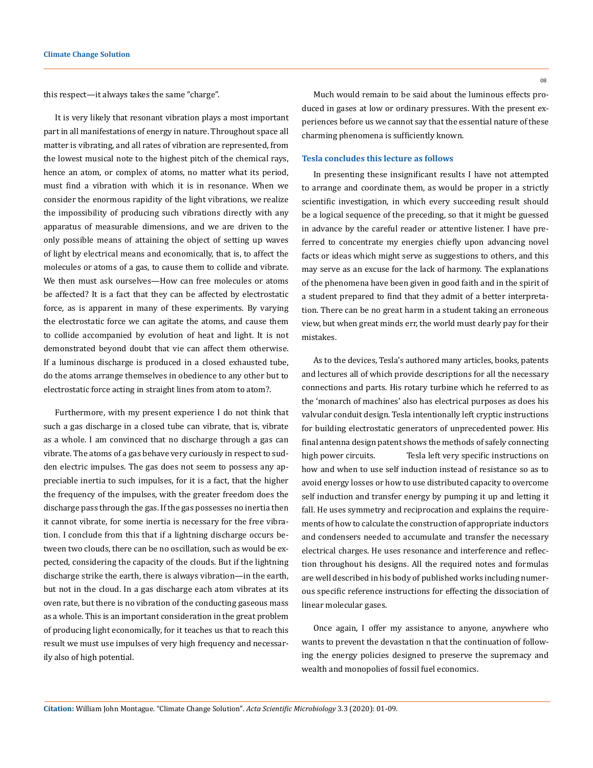this respect—it always takes the same "charge".

It is very likely that resonant vibration plays a most important part in all manifestations of energy in nature. Throughout space all matter is vibrating, and all rates of vibration are represented, from the lowest musical note to the highest pitch of the chemical rays, hence an atom, or complex of atoms, no matter what its period, must find a vibration with which it is in resonance. When we consider the enormous rapidity of the light vibrations, we realize the impossibility of producing such vibrations directly with any apparatus of measurable dimensions, and we are driven to the only possible means of attaining the object of setting up waves of light by electrical means and economically, that is, to affect the molecules or atoms of a gas, to cause them to collide and vibrate. We then must ask ourselves—How can free molecules or atoms be affected? It is a fact that they can be affected by electrostatic force, as is apparent in many of these experiments. By varying the electrostatic force we can agitate the atoms, and cause them to collide accompanied by evolution of heat and light. It is not demonstrated beyond doubt that vie can affect them otherwise. If a luminous discharge is produced in a closed exhausted tube, do the atoms arrange themselves in obedience to any other but to electrostatic force acting in straight lines from atom to atom?.

Furthermore, with my present experience I do not think that such a gas discharge in a closed tube can vibrate, that is, vibrate as a whole. I am convinced that no discharge through a gas can vibrate. The atoms of a gas behave very curiously in respect to sudden electric impulses. The gas does not seem to possess any appreciable inertia to such impulses, for it is a fact, that the higher the frequency of the impulses, with the greater freedom does the discharge pass through the gas. If the gas possesses no inertia then it cannot vibrate, for some inertia is necessary for the free vibration. I conclude from this that if a lightning discharge occurs between two clouds, there can be no oscillation, such as would be expected, considering the capacity of the clouds. But if the lightning discharge strike the earth, there is always vibration—in the earth, but not in the cloud. In a gas discharge each atom vibrates at its oven rate, but there is no vibration of the conducting gaseous mass as a whole. This is an important consideration in the great problem of producing light economically, for it teaches us that to reach this result we must use impulses of very high frequency and necessarily also of high potential.

Much would remain to be said about the luminous effects produced in gases at low or ordinary pressures. With the present experiences before us we cannot say that the essential nature of these charming phenomena is sufficiently known.

### Tesla concludes this lecture as follows

In presenting these insignificant results I have not attempted to arrange and coordinate them, as would be proper in a strictly scientific investigation, in which every succeeding result should be a logical sequence of the preceding, so that it might be guessed in advance by the careful reader or attentive listener. I have preferred to concentrate my energies chiefly upon advancing novel facts or ideas which might serve as suggestions to others, and this may serve as an excuse for the lack of harmony. The explanations of the phenomena have been given in good faith and in the spirit of a student prepared to find that they admit of a better interpretation. There can be no great harm in a student taking an erroneous view, but when great minds err, the world must dearly pay for their mistakes.

As to the devices, Tesla's authored many articles, books, patents and lectures all of which provide descriptions for all the necessary connections and parts. His rotary turbine which he referred to as the 'monarch of machines' also has electrical purposes as does his valvular conduit design. Tesla intentionally left cryptic instructions for building electrostatic generators of unprecedented power. His final antenna design patent shows the methods of safely connecting high power circuits. Tesla left very specific instructions on how and when to use self induction instead of resistance so as to avoid energy losses or how to use distributed capacity to overcome self induction and transfer energy by pumping it up and letting it fall. He uses symmetry and reciprocation and explains the requirements of how to calculate the construction of appropriate inductors and condensers needed to accumulate and transfer the necessary electrical charges. He uses resonance and interference and reflection throughout his designs. All the required notes and formulas are well described in his body of published works including numerous specific reference instructions for effecting the dissociation of linear molecular gases.

Once again, I offer my assistance to anyone, anywhere who wants to prevent the devastation n that the continuation of following the energy policies designed to preserve the supremacy and wealth and monopolies of fossil fuel economics.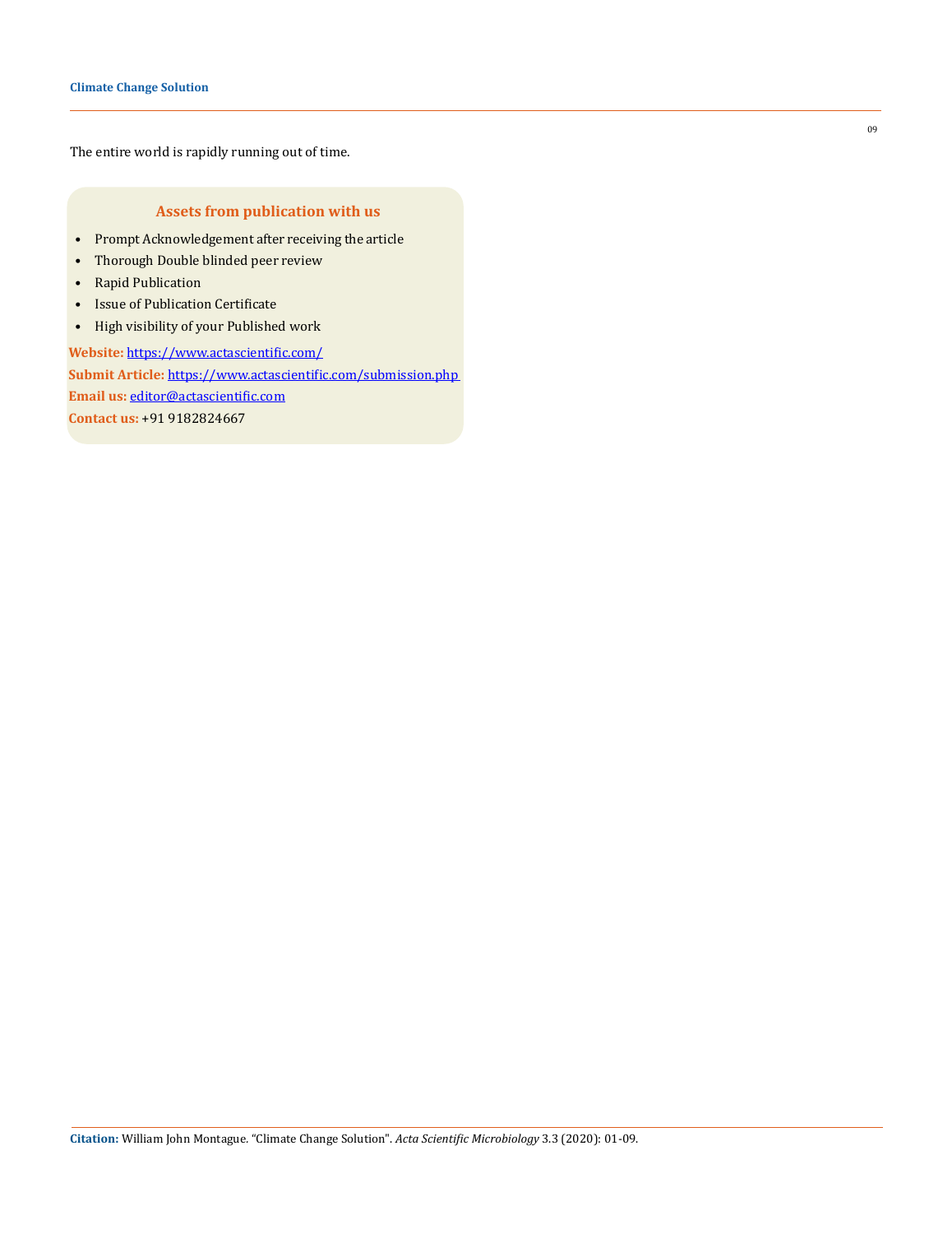The entire world is rapidly running out of time.

### Assets from publication with us

- Prompt Acknowledgement after receiving the article
- Thorough Double blinded peer review
- Rapid Publication
- Issue of Publication Certificate
- High visibility of your Published work

**Website:** https://www.actascientific.com/
**Submit Article:** https://www.actascientific.com/submission.php
**Email us:** editor@actascientific.com
**Contact us:** +91 9182824667